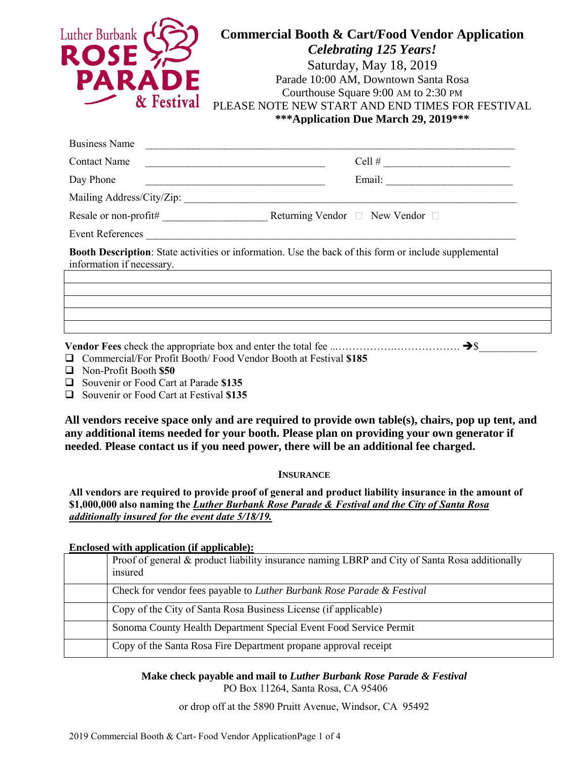Luther Burbank ROSE PARADE & Festival

# Commercial Booth & Cart/Food Vendor Application

***Celebrating 125 Years!***

Saturday, May 18, 2019

Parade 10:00 AM, Downtown Santa Rosa

Courthouse Square 9:00 AM to 2:30 PM

PLEASE NOTE NEW START AND END TIMES FOR FESTIVAL

**\*\*\*Application Due March 29, 2019\*\*\***

Business Name ______________________________________________________________________

Contact Name ________________________________ Cell # ________________________

Day Phone ________________________________ Email: ________________________

Mailing Address/City/Zip: ____________________________________________________________

Resale or non-profit# ___________________ Returning Vendor ☐ New Vendor ☐

Event References ____________________________________________________________________

**Booth Description**: State activities or information. Use the back of this form or include supplemental information if necessary.

| |
|---|
| |
| |
| |
| |
| |

**Vendor Fees** check the appropriate box and enter the total fee ...……………….………………. ➔$___________

- ☐ Commercial/For Profit Booth/ Food Vendor Booth at Festival **$185**
- ☐ Non-Profit Booth **$50**
- ☐ Souvenir or Food Cart at Parade **$135**
- ☐ Souvenir or Food Cart at Festival **$135**

**All vendors receive space only and are required to provide own table(s), chairs, pop up tent, and any additional items needed for your booth. Please plan on providing your own generator if needed. Please contact us if you need power, there will be an additional fee charged.**

## INSURANCE

**All vendors are required to provide proof of general and product liability insurance in the amount of $1,000,000 also naming the *<u>Luther Burbank Rose Parade & Festival and the City of Santa Rosa additionally insured for the event date 5/18/19.</u>***

**<u>Enclosed with application (if applicable):</u>**

| | |
|---|---|
| | Proof of general & product liability insurance naming LBRP and City of Santa Rosa additionally insured |
| | Check for vendor fees payable to *Luther Burbank Rose Parade & Festival* |
| | Copy of the City of Santa Rosa Business License (if applicable) |
| | Sonoma County Health Department Special Event Food Service Permit |
| | Copy of the Santa Rosa Fire Department propane approval receipt |

**Make check payable and mail to *Luther Burbank Rose Parade & Festival***

PO Box 11264, Santa Rosa, CA 95406

or drop off at the 5890 Pruitt Avenue, Windsor, CA 95492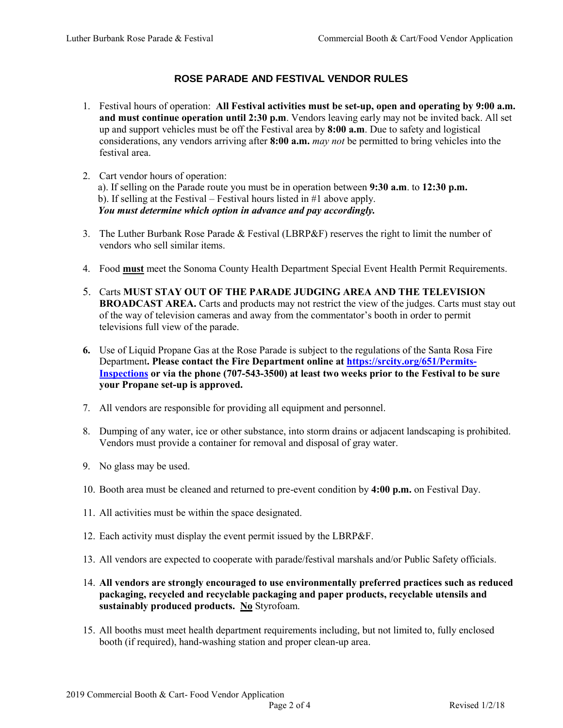## ROSE PARADE AND FESTIVAL VENDOR RULES

1. Festival hours of operation: **All Festival activities must be set-up, open and operating by 9:00 a.m. and must continue operation until 2:30 p.m**. Vendors leaving early may not be invited back. All set up and support vehicles must be off the Festival area by **8:00 a.m**. Due to safety and logistical considerations, any vendors arriving after **8:00 a.m.** *may not* be permitted to bring vehicles into the festival area.

2. Cart vendor hours of operation:
   a). If selling on the Parade route you must be in operation between **9:30 a.m**. to **12:30 p.m.**
   b). If selling at the Festival – Festival hours listed in #1 above apply.
   ***You must determine which option in advance and pay accordingly.***

3. The Luther Burbank Rose Parade & Festival (LBRP&F) reserves the right to limit the number of vendors who sell similar items.

4. Food **must** meet the Sonoma County Health Department Special Event Health Permit Requirements.

5. Carts **MUST STAY OUT OF THE PARADE JUDGING AREA AND THE TELEVISION BROADCAST AREA.** Carts and products may not restrict the view of the judges. Carts must stay out of the way of television cameras and away from the commentator's booth in order to permit televisions full view of the parade.

6. Use of Liquid Propane Gas at the Rose Parade is subject to the regulations of the Santa Rosa Fire Department**. Please contact the Fire Department online at [https://srcity.org/651/Permits-Inspections](https://srcity.org/651/Permits-Inspections) or via the phone (707-543-3500) at least two weeks prior to the Festival to be sure your Propane set-up is approved.**

7. All vendors are responsible for providing all equipment and personnel.

8. Dumping of any water, ice or other substance, into storm drains or adjacent landscaping is prohibited. Vendors must provide a container for removal and disposal of gray water.

9. No glass may be used.

10. Booth area must be cleaned and returned to pre-event condition by **4:00 p.m.** on Festival Day.

11. All activities must be within the space designated.

12. Each activity must display the event permit issued by the LBRP&F.

13. All vendors are expected to cooperate with parade/festival marshals and/or Public Safety officials.

14. **All vendors are strongly encouraged to use environmentally preferred practices such as reduced packaging, recycled and recyclable packaging and paper products, recyclable utensils and sustainably produced products. No** Styrofoam.

15. All booths must meet health department requirements including, but not limited to, fully enclosed booth (if required), hand-washing station and proper clean-up area.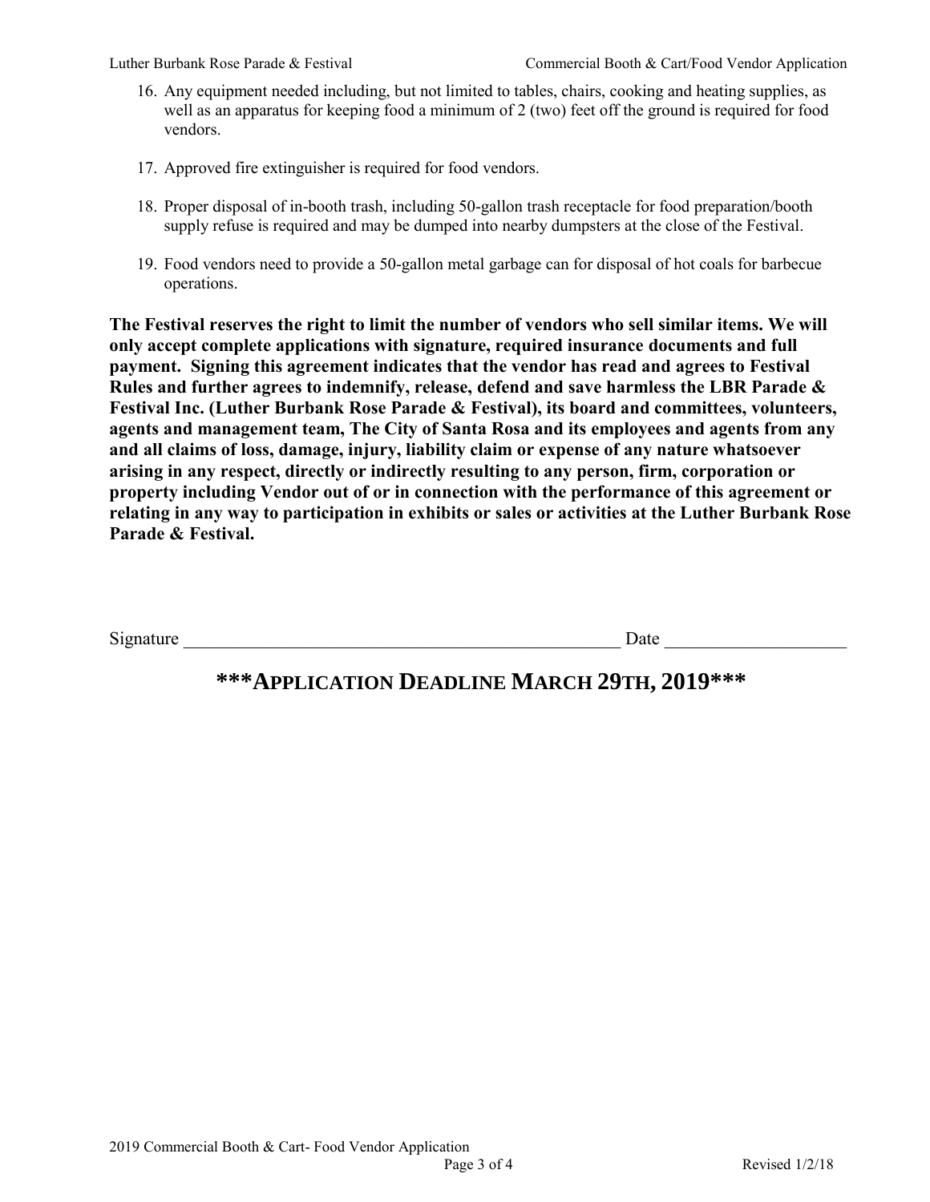16. Any equipment needed including, but not limited to tables, chairs, cooking and heating supplies, as well as an apparatus for keeping food a minimum of 2 (two) feet off the ground is required for food vendors.

17. Approved fire extinguisher is required for food vendors.

18. Proper disposal of in-booth trash, including 50-gallon trash receptacle for food preparation/booth supply refuse is required and may be dumped into nearby dumpsters at the close of the Festival.

19. Food vendors need to provide a 50-gallon metal garbage can for disposal of hot coals for barbecue operations.

**The Festival reserves the right to limit the number of vendors who sell similar items. We will only accept complete applications with signature, required insurance documents and full payment. Signing this agreement indicates that the vendor has read and agrees to Festival Rules and further agrees to indemnify, release, defend and save harmless the LBR Parade & Festival Inc. (Luther Burbank Rose Parade & Festival), its board and committees, volunteers, agents and management team, The City of Santa Rosa and its employees and agents from any and all claims of loss, damage, injury, liability claim or expense of any nature whatsoever arising in any respect, directly or indirectly resulting to any person, firm, corporation or property including Vendor out of or in connection with the performance of this agreement or relating in any way to participation in exhibits or sales or activities at the Luther Burbank Rose Parade & Festival.**

Signature ___________________________________________________ Date ____________________

**\*\*\*APPLICATION DEADLINE MARCH 29TH, 2019\*\*\***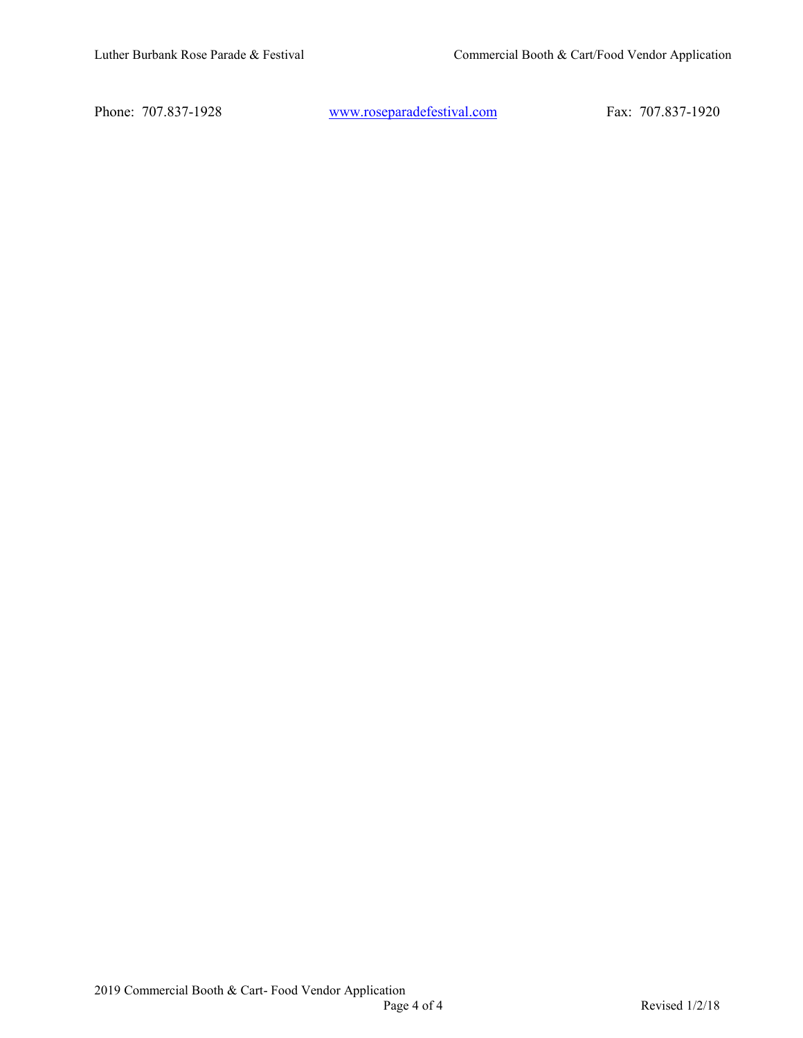Phone: 707.837-1928 www.roseparadefestival.com Fax: 707.837-1920